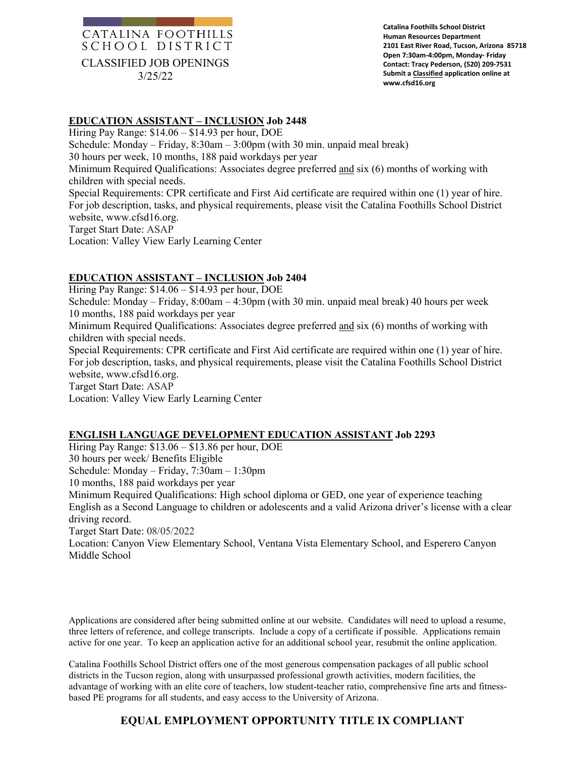# CATALINA FOOTHILLS SCHOOL DISTRICT

CLASSIFIED JOB OPENINGS

3/25/22

**Catalina Foothills School District**
**Human Resources Department**
**2101 East River Road, Tucson, Arizona 85718**
**Open 7:30am-4:00pm, Monday- Friday**
**Contact: Tracy Pederson, (520) 209-7531**
**Submit a Classified application online at www.cfsd16.org**

## EDUCATION ASSISTANT – INCLUSION Job 2448

Hiring Pay Range: $14.06 – $14.93 per hour, DOE
Schedule: Monday – Friday, 8:30am – 3:00pm (with 30 min. unpaid meal break)
30 hours per week, 10 months, 188 paid workdays per year
Minimum Required Qualifications: Associates degree preferred and six (6) months of working with children with special needs.
Special Requirements: CPR certificate and First Aid certificate are required within one (1) year of hire. For job description, tasks, and physical requirements, please visit the Catalina Foothills School District website, www.cfsd16.org.
Target Start Date: ASAP
Location: Valley View Early Learning Center

## EDUCATION ASSISTANT – INCLUSION Job 2404

Hiring Pay Range: $14.06 – $14.93 per hour, DOE
Schedule: Monday – Friday, 8:00am – 4:30pm (with 30 min. unpaid meal break) 40 hours per week
10 months, 188 paid workdays per year
Minimum Required Qualifications: Associates degree preferred and six (6) months of working with children with special needs.
Special Requirements: CPR certificate and First Aid certificate are required within one (1) year of hire. For job description, tasks, and physical requirements, please visit the Catalina Foothills School District website, www.cfsd16.org.
Target Start Date: ASAP
Location: Valley View Early Learning Center

## ENGLISH LANGUAGE DEVELOPMENT EDUCATION ASSISTANT Job 2293

Hiring Pay Range: $13.06 – $13.86 per hour, DOE
30 hours per week/ Benefits Eligible
Schedule: Monday – Friday, 7:30am – 1:30pm
10 months, 188 paid workdays per year
Minimum Required Qualifications: High school diploma or GED, one year of experience teaching English as a Second Language to children or adolescents and a valid Arizona driver's license with a clear driving record.
Target Start Date: 08/05/2022
Location: Canyon View Elementary School, Ventana Vista Elementary School, and Esperero Canyon Middle School

Applications are considered after being submitted online at our website. Candidates will need to upload a resume, three letters of reference, and college transcripts. Include a copy of a certificate if possible. Applications remain active for one year. To keep an application active for an additional school year, resubmit the online application.

Catalina Foothills School District offers one of the most generous compensation packages of all public school districts in the Tucson region, along with unsurpassed professional growth activities, modern facilities, the advantage of working with an elite core of teachers, low student-teacher ratio, comprehensive fine arts and fitness-based PE programs for all students, and easy access to the University of Arizona.

## EQUAL EMPLOYMENT OPPORTUNITY TITLE IX COMPLIANT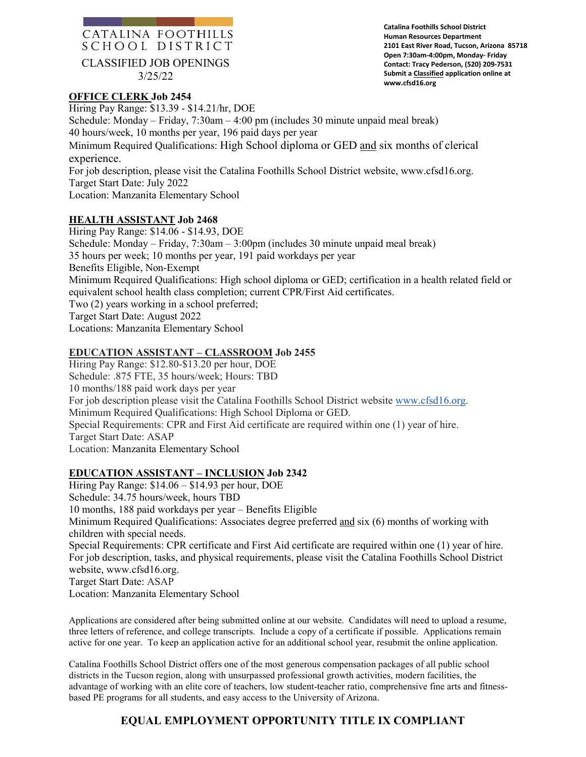CATALINA FOOTHILLS SCHOOL DISTRICT

CLASSIFIED JOB OPENINGS
3/25/22

**Catalina Foothills School District**
**Human Resources Department**
**2101 East River Road, Tucson, Arizona 85718**
**Open 7:30am-4:00pm, Monday- Friday**
**Contact: Tracy Pederson, (520) 209-7531**
**Submit a Classified application online at www.cfsd16.org**

**OFFICE CLERK Job 2454**

Hiring Pay Range: $13.39 - $14.21/hr, DOE
Schedule: Monday – Friday, 7:30am – 4:00 pm (includes 30 minute unpaid meal break)
40 hours/week, 10 months per year, 196 paid days per year
Minimum Required Qualifications: High School diploma or GED and six months of clerical experience.
For job description, please visit the Catalina Foothills School District website, www.cfsd16.org.
Target Start Date: July 2022
Location: Manzanita Elementary School

**HEALTH ASSISTANT Job 2468**

Hiring Pay Range: $14.06 - $14.93, DOE
Schedule: Monday – Friday, 7:30am – 3:00pm (includes 30 minute unpaid meal break)
35 hours per week; 10 months per year, 191 paid workdays per year
Benefits Eligible, Non-Exempt
Minimum Required Qualifications: High school diploma or GED; certification in a health related field or equivalent school health class completion; current CPR/First Aid certificates.
Two (2) years working in a school preferred;
Target Start Date: August 2022
Locations: Manzanita Elementary School

**EDUCATION ASSISTANT – CLASSROOM Job 2455**

Hiring Pay Range: $12.80-$13.20 per hour, DOE
Schedule: .875 FTE, 35 hours/week; Hours: TBD
10 months/188 paid work days per year
For job description please visit the Catalina Foothills School District website www.cfsd16.org.
Minimum Required Qualifications: High School Diploma or GED.
Special Requirements: CPR and First Aid certificate are required within one (1) year of hire.
Target Start Date: ASAP
Location: Manzanita Elementary School

**EDUCATION ASSISTANT – INCLUSION Job 2342**

Hiring Pay Range: $14.06 – $14.93 per hour, DOE
Schedule: 34.75 hours/week, hours TBD
10 months, 188 paid workdays per year – Benefits Eligible
Minimum Required Qualifications: Associates degree preferred and six (6) months of working with children with special needs.
Special Requirements: CPR certificate and First Aid certificate are required within one (1) year of hire.
For job description, tasks, and physical requirements, please visit the Catalina Foothills School District website, www.cfsd16.org.
Target Start Date: ASAP
Location: Manzanita Elementary School

Applications are considered after being submitted online at our website. Candidates will need to upload a resume, three letters of reference, and college transcripts. Include a copy of a certificate if possible. Applications remain active for one year. To keep an application active for an additional school year, resubmit the online application.

Catalina Foothills School District offers one of the most generous compensation packages of all public school districts in the Tucson region, along with unsurpassed professional growth activities, modern facilities, the advantage of working with an elite core of teachers, low student-teacher ratio, comprehensive fine arts and fitness-based PE programs for all students, and easy access to the University of Arizona.

**EQUAL EMPLOYMENT OPPORTUNITY TITLE IX COMPLIANT**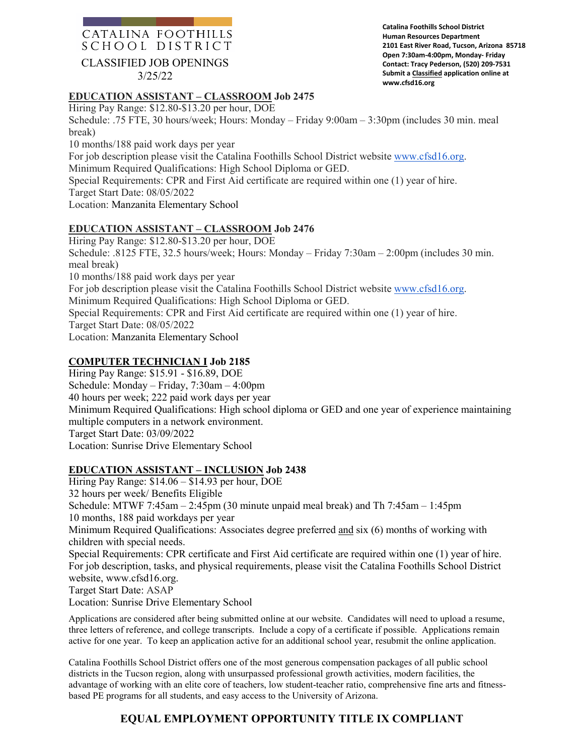CATALINA FOOTHILLS
SCHOOL DISTRICT

CLASSIFIED JOB OPENINGS
3/25/22

**Catalina Foothills School District**
**Human Resources Department**
**2101 East River Road, Tucson, Arizona 85718**
**Open 7:30am-4:00pm, Monday- Friday**
**Contact: Tracy Pederson, (520) 209-7531**
**Submit a Classified application online at www.cfsd16.org**

## EDUCATION ASSISTANT – CLASSROOM Job 2475

Hiring Pay Range: $12.80-$13.20 per hour, DOE
Schedule: .75 FTE, 30 hours/week; Hours: Monday – Friday 9:00am – 3:30pm (includes 30 min. meal break)
10 months/188 paid work days per year
For job description please visit the Catalina Foothills School District website www.cfsd16.org.
Minimum Required Qualifications: High School Diploma or GED.
Special Requirements: CPR and First Aid certificate are required within one (1) year of hire.
Target Start Date: 08/05/2022
Location: Manzanita Elementary School

## EDUCATION ASSISTANT – CLASSROOM Job 2476

Hiring Pay Range: $12.80-$13.20 per hour, DOE
Schedule: .8125 FTE, 32.5 hours/week; Hours: Monday – Friday 7:30am – 2:00pm (includes 30 min. meal break)
10 months/188 paid work days per year
For job description please visit the Catalina Foothills School District website www.cfsd16.org.
Minimum Required Qualifications: High School Diploma or GED.
Special Requirements: CPR and First Aid certificate are required within one (1) year of hire.
Target Start Date: 08/05/2022
Location: Manzanita Elementary School

## COMPUTER TECHNICIAN I Job 2185

Hiring Pay Range: $15.91 - $16.89, DOE
Schedule: Monday – Friday, 7:30am – 4:00pm
40 hours per week; 222 paid work days per year
Minimum Required Qualifications: High school diploma or GED and one year of experience maintaining multiple computers in a network environment.
Target Start Date: 03/09/2022
Location: Sunrise Drive Elementary School

## EDUCATION ASSISTANT – INCLUSION Job 2438

Hiring Pay Range: $14.06 – $14.93 per hour, DOE
32 hours per week/ Benefits Eligible
Schedule: MTWF 7:45am – 2:45pm (30 minute unpaid meal break) and Th 7:45am – 1:45pm
10 months, 188 paid workdays per year
Minimum Required Qualifications: Associates degree preferred and six (6) months of working with children with special needs.
Special Requirements: CPR certificate and First Aid certificate are required within one (1) year of hire.
For job description, tasks, and physical requirements, please visit the Catalina Foothills School District website, www.cfsd16.org.
Target Start Date: ASAP
Location: Sunrise Drive Elementary School

Applications are considered after being submitted online at our website. Candidates will need to upload a resume, three letters of reference, and college transcripts. Include a copy of a certificate if possible. Applications remain active for one year. To keep an application active for an additional school year, resubmit the online application.

Catalina Foothills School District offers one of the most generous compensation packages of all public school districts in the Tucson region, along with unsurpassed professional growth activities, modern facilities, the advantage of working with an elite core of teachers, low student-teacher ratio, comprehensive fine arts and fitness-based PE programs for all students, and easy access to the University of Arizona.

**EQUAL EMPLOYMENT OPPORTUNITY TITLE IX COMPLIANT**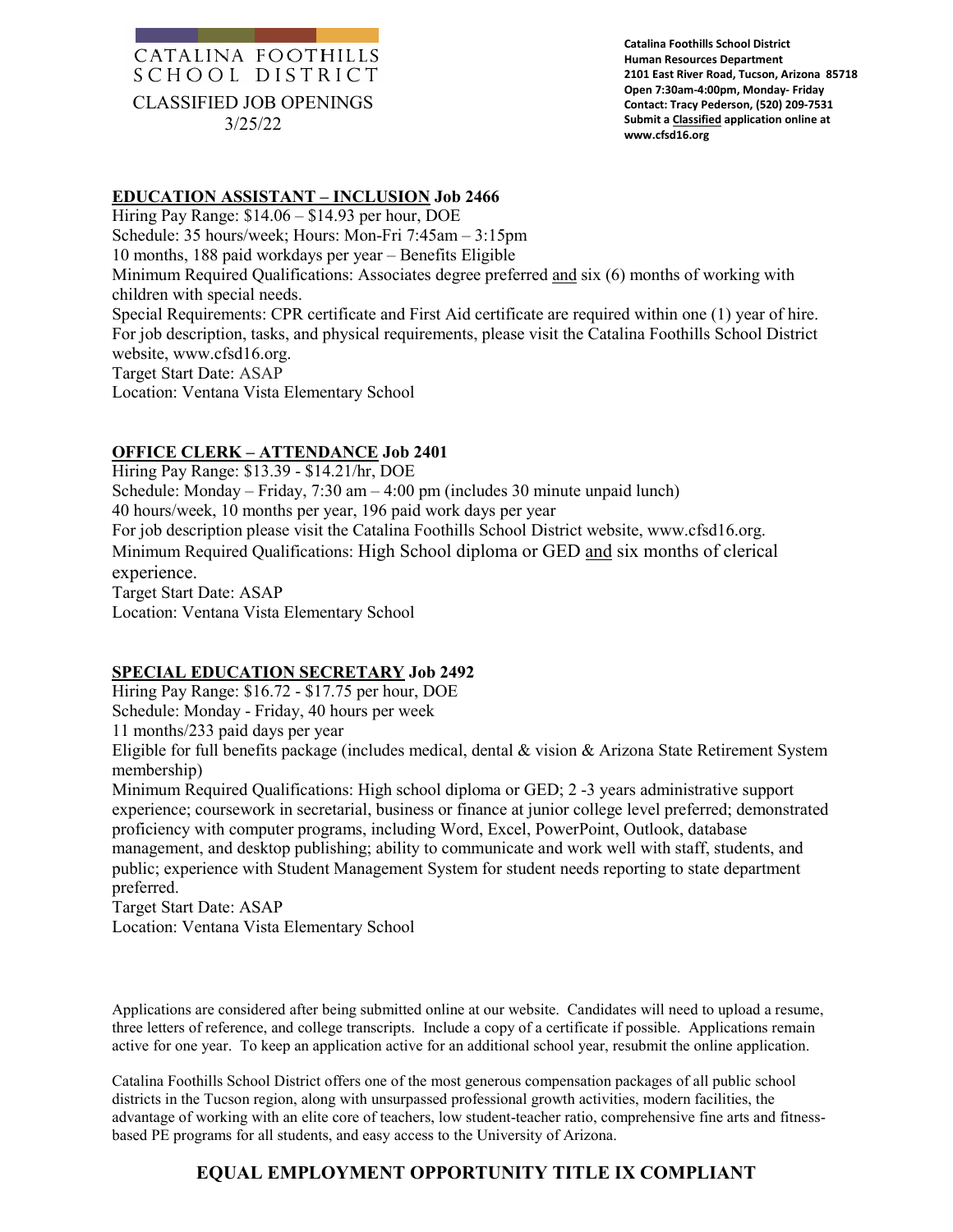# CATALINA FOOTHILLS SCHOOL DISTRICT

CLASSIFIED JOB OPENINGS
3/25/22

**Catalina Foothills School District**
**Human Resources Department**
**2101 East River Road, Tucson, Arizona 85718**
**Open 7:30am-4:00pm, Monday- Friday**
**Contact: Tracy Pederson, (520) 209-7531**
**Submit a Classified application online at www.cfsd16.org**

## EDUCATION ASSISTANT – INCLUSION Job 2466

Hiring Pay Range: $14.06 – $14.93 per hour, DOE
Schedule: 35 hours/week; Hours: Mon-Fri 7:45am – 3:15pm
10 months, 188 paid workdays per year – Benefits Eligible
Minimum Required Qualifications: Associates degree preferred and six (6) months of working with children with special needs.
Special Requirements: CPR certificate and First Aid certificate are required within one (1) year of hire. For job description, tasks, and physical requirements, please visit the Catalina Foothills School District website, www.cfsd16.org.
Target Start Date: ASAP
Location: Ventana Vista Elementary School

## OFFICE CLERK – ATTENDANCE Job 2401

Hiring Pay Range: $13.39 - $14.21/hr, DOE
Schedule: Monday – Friday, 7:30 am – 4:00 pm (includes 30 minute unpaid lunch)
40 hours/week, 10 months per year, 196 paid work days per year
For job description please visit the Catalina Foothills School District website, www.cfsd16.org.
Minimum Required Qualifications: High School diploma or GED and six months of clerical experience.
Target Start Date: ASAP
Location: Ventana Vista Elementary School

## SPECIAL EDUCATION SECRETARY Job 2492

Hiring Pay Range: $16.72 - $17.75 per hour, DOE
Schedule: Monday - Friday, 40 hours per week
11 months/233 paid days per year
Eligible for full benefits package (includes medical, dental & vision & Arizona State Retirement System membership)
Minimum Required Qualifications: High school diploma or GED; 2 -3 years administrative support experience; coursework in secretarial, business or finance at junior college level preferred; demonstrated proficiency with computer programs, including Word, Excel, PowerPoint, Outlook, database management, and desktop publishing; ability to communicate and work well with staff, students, and public; experience with Student Management System for student needs reporting to state department preferred.
Target Start Date: ASAP
Location: Ventana Vista Elementary School

Applications are considered after being submitted online at our website. Candidates will need to upload a resume, three letters of reference, and college transcripts. Include a copy of a certificate if possible. Applications remain active for one year. To keep an application active for an additional school year, resubmit the online application.

Catalina Foothills School District offers one of the most generous compensation packages of all public school districts in the Tucson region, along with unsurpassed professional growth activities, modern facilities, the advantage of working with an elite core of teachers, low student-teacher ratio, comprehensive fine arts and fitness-based PE programs for all students, and easy access to the University of Arizona.

**EQUAL EMPLOYMENT OPPORTUNITY TITLE IX COMPLIANT**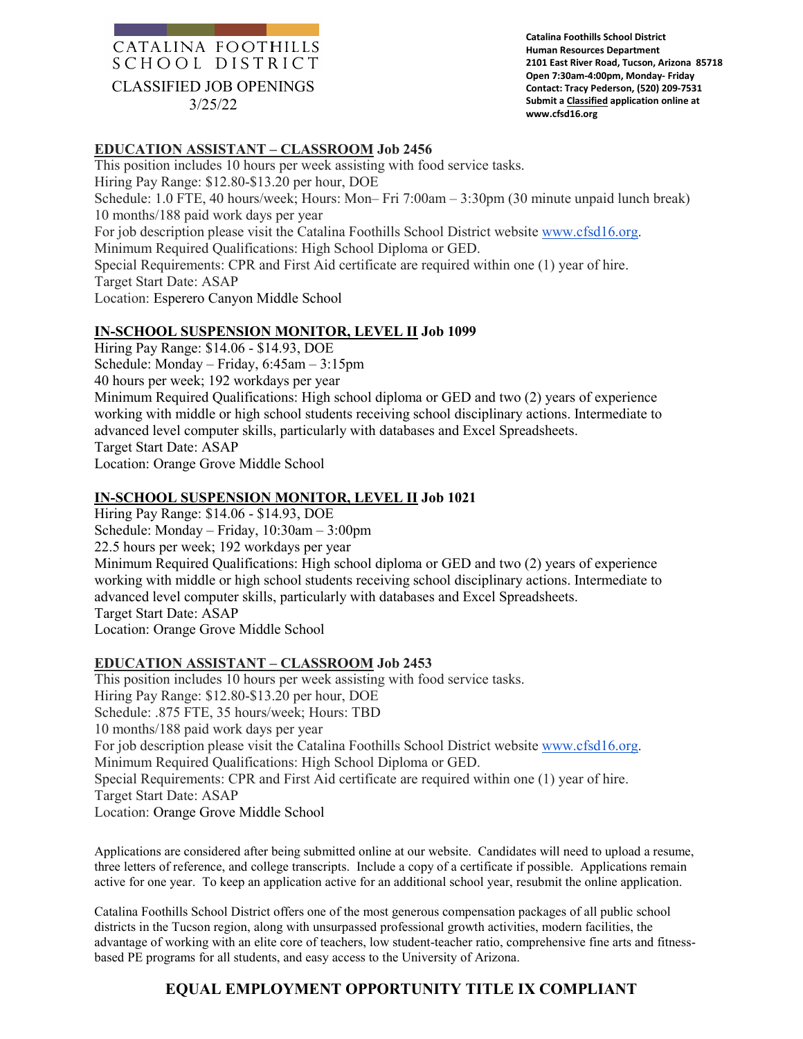CATALINA FOOTHILLS SCHOOL DISTRICT

CLASSIFIED JOB OPENINGS

3/25/22

**Catalina Foothills School District**
**Human Resources Department**
**2101 East River Road, Tucson, Arizona 85718**
**Open 7:30am-4:00pm, Monday- Friday**
**Contact: Tracy Pederson, (520) 209-7531**
**Submit a Classified application online at www.cfsd16.org**

**EDUCATION ASSISTANT – CLASSROOM Job 2456**

This position includes 10 hours per week assisting with food service tasks.
Hiring Pay Range: $12.80-$13.20 per hour, DOE
Schedule: 1.0 FTE, 40 hours/week; Hours: Mon– Fri 7:00am – 3:30pm (30 minute unpaid lunch break)
10 months/188 paid work days per year
For job description please visit the Catalina Foothills School District website www.cfsd16.org.
Minimum Required Qualifications: High School Diploma or GED.
Special Requirements: CPR and First Aid certificate are required within one (1) year of hire.
Target Start Date: ASAP
Location: Esperero Canyon Middle School

**IN-SCHOOL SUSPENSION MONITOR, LEVEL II Job 1099**

Hiring Pay Range: $14.06 - $14.93, DOE
Schedule: Monday – Friday, 6:45am – 3:15pm
40 hours per week; 192 workdays per year
Minimum Required Qualifications: High school diploma or GED and two (2) years of experience working with middle or high school students receiving school disciplinary actions. Intermediate to advanced level computer skills, particularly with databases and Excel Spreadsheets.
Target Start Date: ASAP
Location: Orange Grove Middle School

**IN-SCHOOL SUSPENSION MONITOR, LEVEL II Job 1021**

Hiring Pay Range: $14.06 - $14.93, DOE
Schedule: Monday – Friday, 10:30am – 3:00pm
22.5 hours per week; 192 workdays per year
Minimum Required Qualifications: High school diploma or GED and two (2) years of experience working with middle or high school students receiving school disciplinary actions. Intermediate to advanced level computer skills, particularly with databases and Excel Spreadsheets.
Target Start Date: ASAP
Location: Orange Grove Middle School

**EDUCATION ASSISTANT – CLASSROOM Job 2453**

This position includes 10 hours per week assisting with food service tasks.
Hiring Pay Range: $12.80-$13.20 per hour, DOE
Schedule: .875 FTE, 35 hours/week; Hours: TBD
10 months/188 paid work days per year
For job description please visit the Catalina Foothills School District website www.cfsd16.org.
Minimum Required Qualifications: High School Diploma or GED.
Special Requirements: CPR and First Aid certificate are required within one (1) year of hire.
Target Start Date: ASAP
Location: Orange Grove Middle School

Applications are considered after being submitted online at our website. Candidates will need to upload a resume, three letters of reference, and college transcripts. Include a copy of a certificate if possible. Applications remain active for one year. To keep an application active for an additional school year, resubmit the online application.

Catalina Foothills School District offers one of the most generous compensation packages of all public school districts in the Tucson region, along with unsurpassed professional growth activities, modern facilities, the advantage of working with an elite core of teachers, low student-teacher ratio, comprehensive fine arts and fitness-based PE programs for all students, and easy access to the University of Arizona.

**EQUAL EMPLOYMENT OPPORTUNITY TITLE IX COMPLIANT**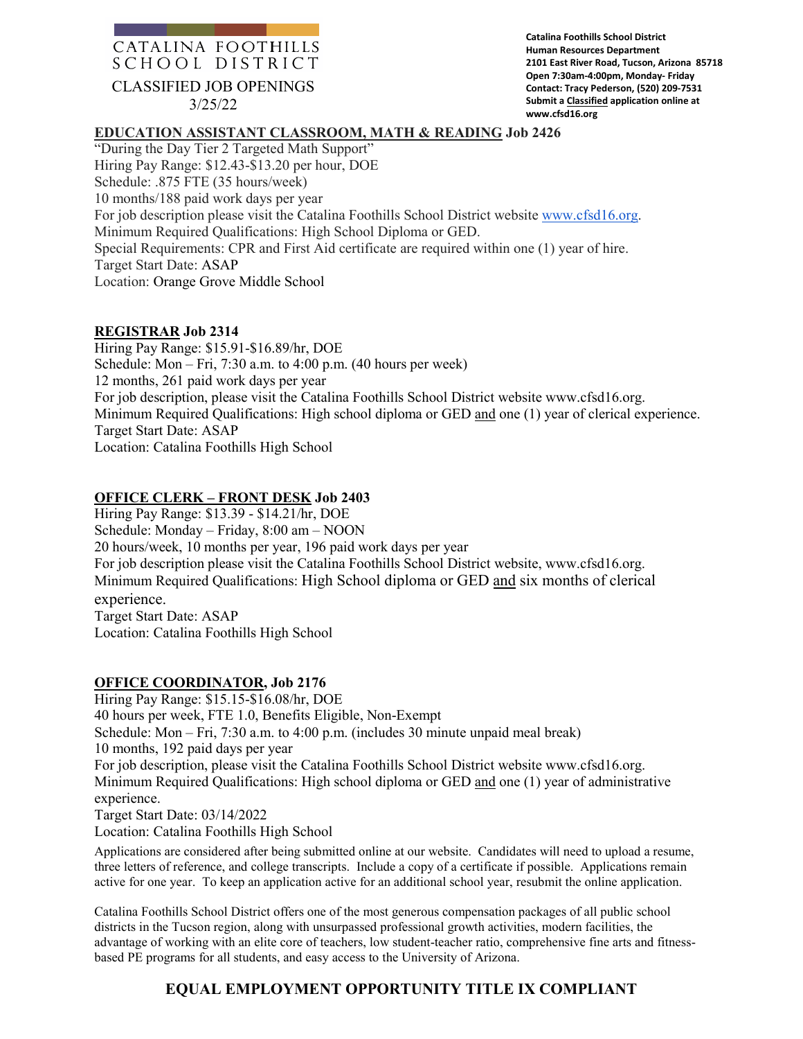# CATALINA FOOTHILLS SCHOOL DISTRICT

CLASSIFIED JOB OPENINGS
3/25/22

**Catalina Foothills School District**
**Human Resources Department**
**2101 East River Road, Tucson, Arizona 85718**
**Open 7:30am-4:00pm, Monday- Friday**
**Contact: Tracy Pederson, (520) 209-7531**
**Submit a Classified application online at www.cfsd16.org**

## EDUCATION ASSISTANT CLASSROOM, MATH & READING Job 2426

"During the Day Tier 2 Targeted Math Support"
Hiring Pay Range: $12.43-$13.20 per hour, DOE
Schedule: .875 FTE (35 hours/week)
10 months/188 paid work days per year
For job description please visit the Catalina Foothills School District website www.cfsd16.org.
Minimum Required Qualifications: High School Diploma or GED.
Special Requirements: CPR and First Aid certificate are required within one (1) year of hire.
Target Start Date: ASAP
Location: Orange Grove Middle School

## REGISTRAR Job 2314

Hiring Pay Range: $15.91-$16.89/hr, DOE
Schedule: Mon – Fri, 7:30 a.m. to 4:00 p.m. (40 hours per week)
12 months, 261 paid work days per year
For job description, please visit the Catalina Foothills School District website www.cfsd16.org.
Minimum Required Qualifications: High school diploma or GED and one (1) year of clerical experience.
Target Start Date: ASAP
Location: Catalina Foothills High School

## OFFICE CLERK – FRONT DESK Job 2403

Hiring Pay Range: $13.39 - $14.21/hr, DOE
Schedule: Monday – Friday, 8:00 am – NOON
20 hours/week, 10 months per year, 196 paid work days per year
For job description please visit the Catalina Foothills School District website, www.cfsd16.org.
Minimum Required Qualifications: High School diploma or GED and six months of clerical experience.
Target Start Date: ASAP
Location: Catalina Foothills High School

## OFFICE COORDINATOR, Job 2176

Hiring Pay Range: $15.15-$16.08/hr, DOE
40 hours per week, FTE 1.0, Benefits Eligible, Non-Exempt
Schedule: Mon – Fri, 7:30 a.m. to 4:00 p.m. (includes 30 minute unpaid meal break)
10 months, 192 paid days per year
For job description, please visit the Catalina Foothills School District website www.cfsd16.org.
Minimum Required Qualifications: High school diploma or GED and one (1) year of administrative experience.
Target Start Date: 03/14/2022
Location: Catalina Foothills High School

Applications are considered after being submitted online at our website. Candidates will need to upload a resume, three letters of reference, and college transcripts. Include a copy of a certificate if possible. Applications remain active for one year. To keep an application active for an additional school year, resubmit the online application.

Catalina Foothills School District offers one of the most generous compensation packages of all public school districts in the Tucson region, along with unsurpassed professional growth activities, modern facilities, the advantage of working with an elite core of teachers, low student-teacher ratio, comprehensive fine arts and fitness-based PE programs for all students, and easy access to the University of Arizona.

**EQUAL EMPLOYMENT OPPORTUNITY TITLE IX COMPLIANT**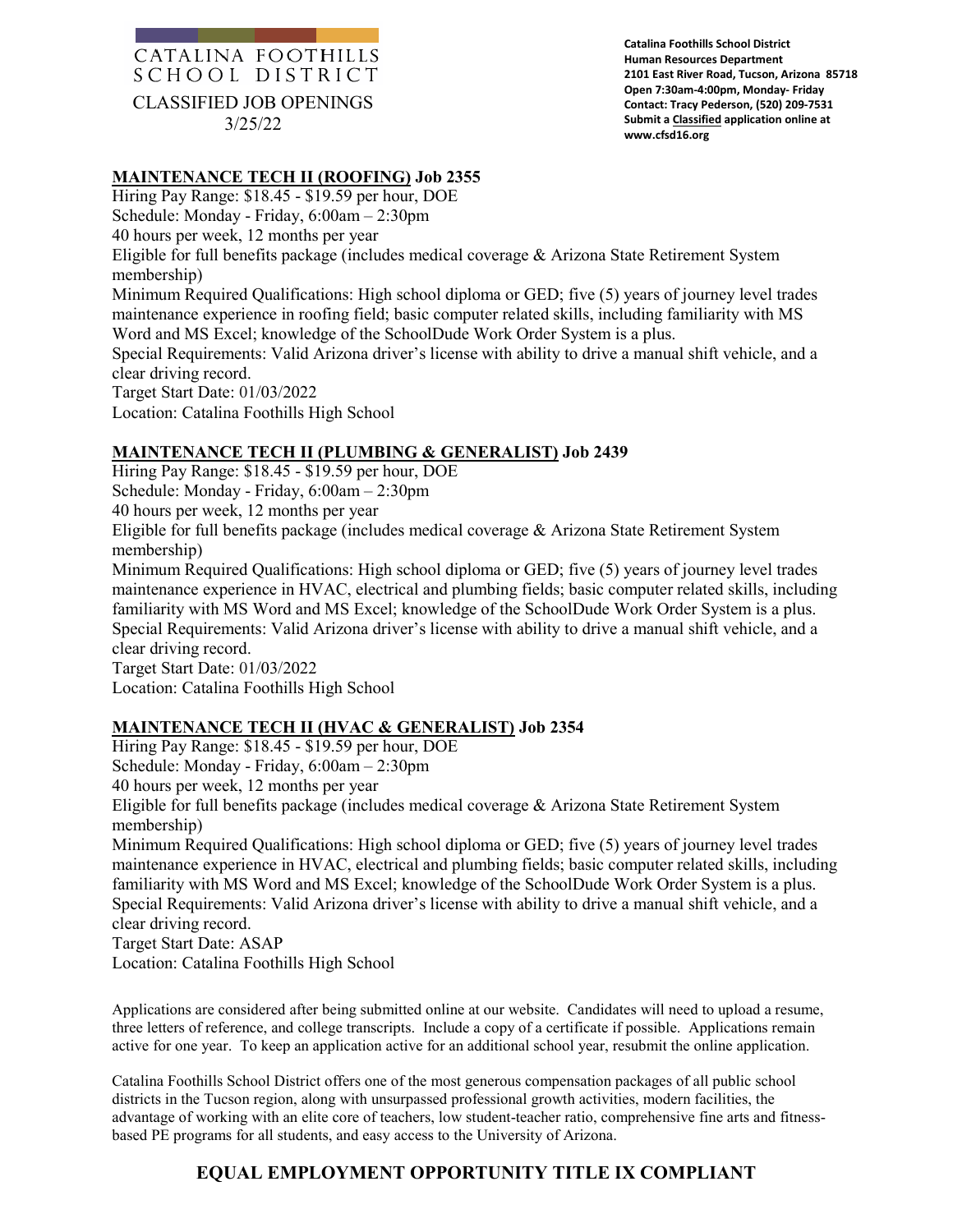CATALINA FOOTHILLS SCHOOL DISTRICT

CLASSIFIED JOB OPENINGS
3/25/22

**Catalina Foothills School District**
**Human Resources Department**
**2101 East River Road, Tucson, Arizona 85718**
**Open 7:30am-4:00pm, Monday- Friday**
**Contact: Tracy Pederson, (520) 209-7531**
**Submit a Classified application online at www.cfsd16.org**

## MAINTENANCE TECH II (ROOFING) Job 2355

Hiring Pay Range: $18.45 - $19.59 per hour, DOE
Schedule: Monday - Friday, 6:00am – 2:30pm
40 hours per week, 12 months per year
Eligible for full benefits package (includes medical coverage & Arizona State Retirement System membership)
Minimum Required Qualifications: High school diploma or GED; five (5) years of journey level trades maintenance experience in roofing field; basic computer related skills, including familiarity with MS Word and MS Excel; knowledge of the SchoolDude Work Order System is a plus.
Special Requirements: Valid Arizona driver's license with ability to drive a manual shift vehicle, and a clear driving record.
Target Start Date: 01/03/2022
Location: Catalina Foothills High School

## MAINTENANCE TECH II (PLUMBING & GENERALIST) Job 2439

Hiring Pay Range: $18.45 - $19.59 per hour, DOE
Schedule: Monday - Friday, 6:00am – 2:30pm
40 hours per week, 12 months per year
Eligible for full benefits package (includes medical coverage & Arizona State Retirement System membership)
Minimum Required Qualifications: High school diploma or GED; five (5) years of journey level trades maintenance experience in HVAC, electrical and plumbing fields; basic computer related skills, including familiarity with MS Word and MS Excel; knowledge of the SchoolDude Work Order System is a plus.
Special Requirements: Valid Arizona driver's license with ability to drive a manual shift vehicle, and a clear driving record.
Target Start Date: 01/03/2022
Location: Catalina Foothills High School

## MAINTENANCE TECH II (HVAC & GENERALIST) Job 2354

Hiring Pay Range: $18.45 - $19.59 per hour, DOE
Schedule: Monday - Friday, 6:00am – 2:30pm
40 hours per week, 12 months per year
Eligible for full benefits package (includes medical coverage & Arizona State Retirement System membership)
Minimum Required Qualifications: High school diploma or GED; five (5) years of journey level trades maintenance experience in HVAC, electrical and plumbing fields; basic computer related skills, including familiarity with MS Word and MS Excel; knowledge of the SchoolDude Work Order System is a plus.
Special Requirements: Valid Arizona driver's license with ability to drive a manual shift vehicle, and a clear driving record.
Target Start Date: ASAP
Location: Catalina Foothills High School

Applications are considered after being submitted online at our website. Candidates will need to upload a resume, three letters of reference, and college transcripts. Include a copy of a certificate if possible. Applications remain active for one year. To keep an application active for an additional school year, resubmit the online application.

Catalina Foothills School District offers one of the most generous compensation packages of all public school districts in the Tucson region, along with unsurpassed professional growth activities, modern facilities, the advantage of working with an elite core of teachers, low student-teacher ratio, comprehensive fine arts and fitness-based PE programs for all students, and easy access to the University of Arizona.

**EQUAL EMPLOYMENT OPPORTUNITY TITLE IX COMPLIANT**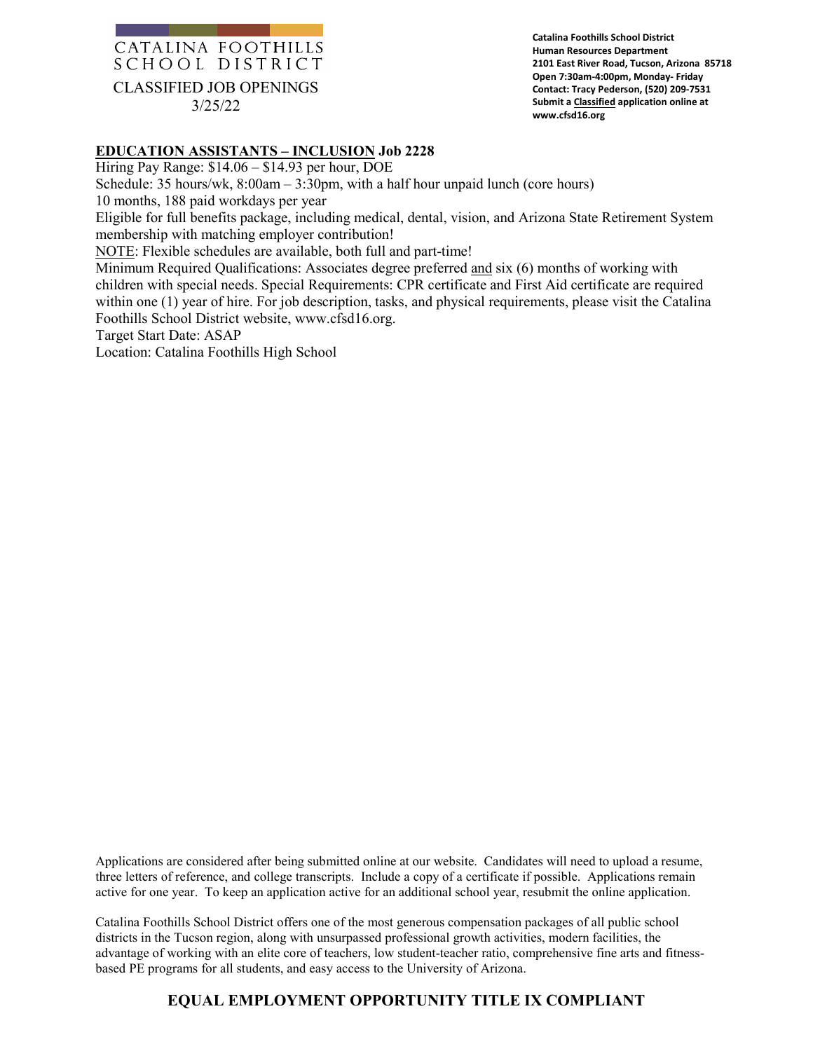CATALINA FOOTHILLS SCHOOL DISTRICT

CLASSIFIED JOB OPENINGS
3/25/22

**Catalina Foothills School District**
**Human Resources Department**
**2101 East River Road, Tucson, Arizona 85718**
**Open 7:30am-4:00pm, Monday- Friday**
**Contact: Tracy Pederson, (520) 209-7531**
**Submit a Classified application online at www.cfsd16.org**

**EDUCATION ASSISTANTS – INCLUSION Job 2228**

Hiring Pay Range: $14.06 – $14.93 per hour, DOE
Schedule: 35 hours/wk, 8:00am – 3:30pm, with a half hour unpaid lunch (core hours)
10 months, 188 paid workdays per year
Eligible for full benefits package, including medical, dental, vision, and Arizona State Retirement System membership with matching employer contribution!
NOTE: Flexible schedules are available, both full and part-time!
Minimum Required Qualifications: Associates degree preferred and six (6) months of working with children with special needs. Special Requirements: CPR certificate and First Aid certificate are required within one (1) year of hire. For job description, tasks, and physical requirements, please visit the Catalina Foothills School District website, www.cfsd16.org.
Target Start Date: ASAP
Location: Catalina Foothills High School

Applications are considered after being submitted online at our website. Candidates will need to upload a resume, three letters of reference, and college transcripts. Include a copy of a certificate if possible. Applications remain active for one year. To keep an application active for an additional school year, resubmit the online application.

Catalina Foothills School District offers one of the most generous compensation packages of all public school districts in the Tucson region, along with unsurpassed professional growth activities, modern facilities, the advantage of working with an elite core of teachers, low student-teacher ratio, comprehensive fine arts and fitness-based PE programs for all students, and easy access to the University of Arizona.

**EQUAL EMPLOYMENT OPPORTUNITY TITLE IX COMPLIANT**